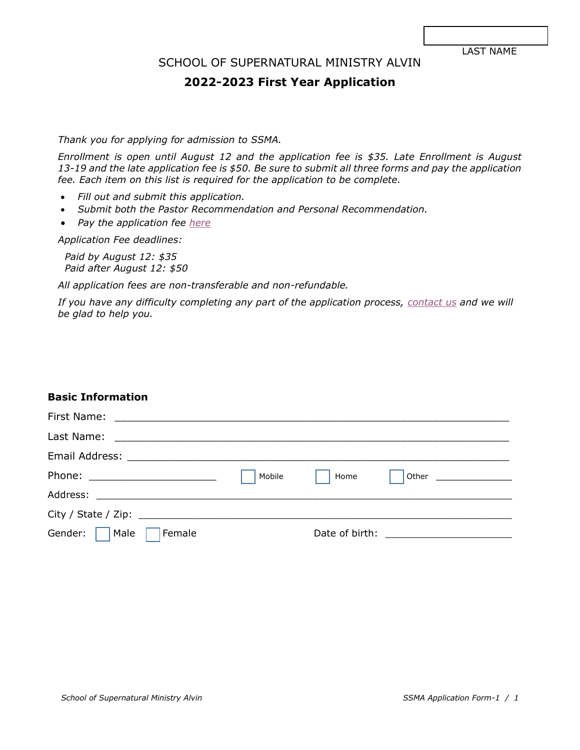LAST NAME

SCHOOL OF SUPERNATURAL MINISTRY ALVIN

# 2022-2023 First Year Application

*Thank you for applying for admission to SSMA.*

*Enrollment is open until August 12 and the application fee is $35. Late Enrollment is August 13-19 and the late application fee is $50. Be sure to submit all three forms and pay the application fee. Each item on this list is required for the application to be complete.*

- *Fill out and submit this application.*
- *Submit both the Pastor Recommendation and Personal Recommendation.*
- *Pay the application fee here*

*Application Fee deadlines:*

*Paid by August 12: $35*
*Paid after August 12: $50*

*All application fees are non-transferable and non-refundable.*

*If you have any difficulty completing any part of the application process, contact us and we will be glad to help you.*

## Basic Information

First Name: ______________________________________________

Last Name: ______________________________________________

Email Address: ___________________________________________

Phone: ____________________ ☐ Mobile ☐ Home ☐ Other ____________

Address: ________________________________________________

City / State / Zip: ________________________________________

Gender: ☐ Male ☐ Female Date of birth: ____________________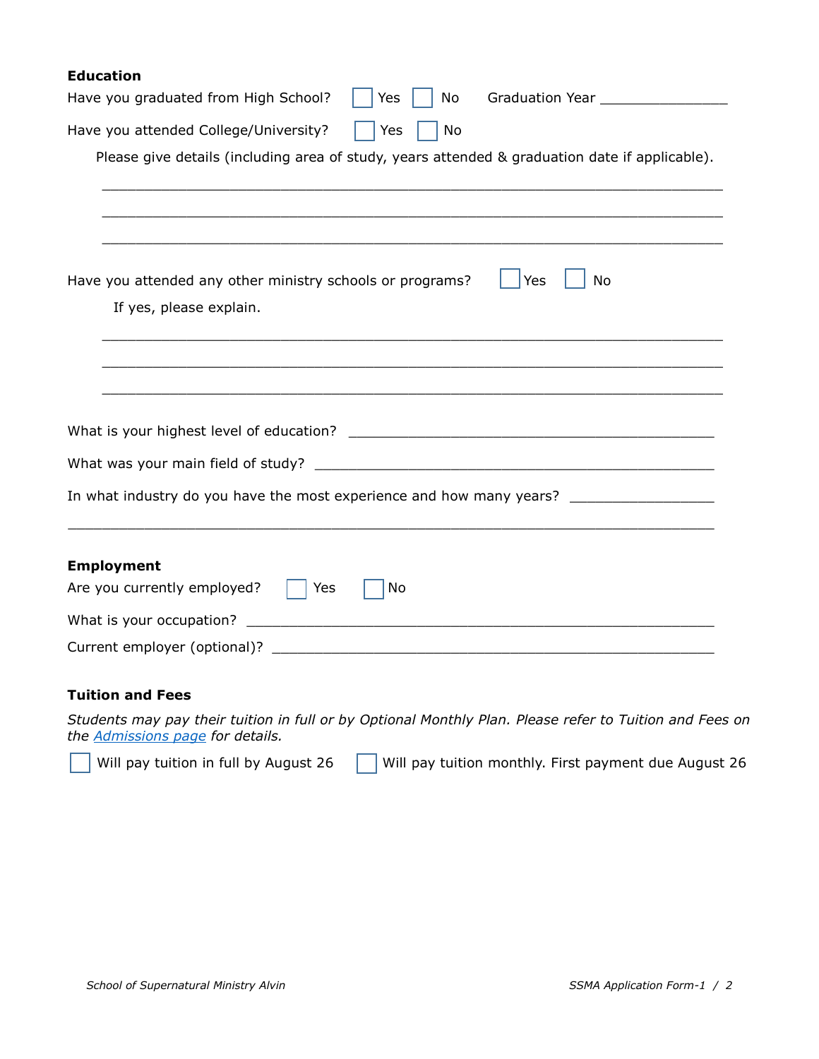**Education**

Have you graduated from High School? ☐ Yes ☐ No Graduation Year _______________

Have you attended College/University? ☐ Yes ☐ No

Please give details (including area of study, years attended & graduation date if applicable).

_______________________________________________________________________

_______________________________________________________________________

_______________________________________________________________________

Have you attended any other ministry schools or programs? ☐ Yes ☐ No

If yes, please explain.

_______________________________________________________________________

_______________________________________________________________________

_______________________________________________________________________

What is your highest level of education? ________________________________________

What was your main field of study? ____________________________________________

In what industry do you have the most experience and how many years? _________________

_______________________________________________________________________

**Employment**

Are you currently employed? ☐ Yes ☐ No

What is your occupation? ___________________________________________________

Current employer (optional)? ________________________________________________

**Tuition and Fees**

*Students may pay their tuition in full or by Optional Monthly Plan. Please refer to Tuition and Fees on the [Admissions page] for details.*

☐ Will pay tuition in full by August 26 ☐ Will pay tuition monthly. First payment due August 26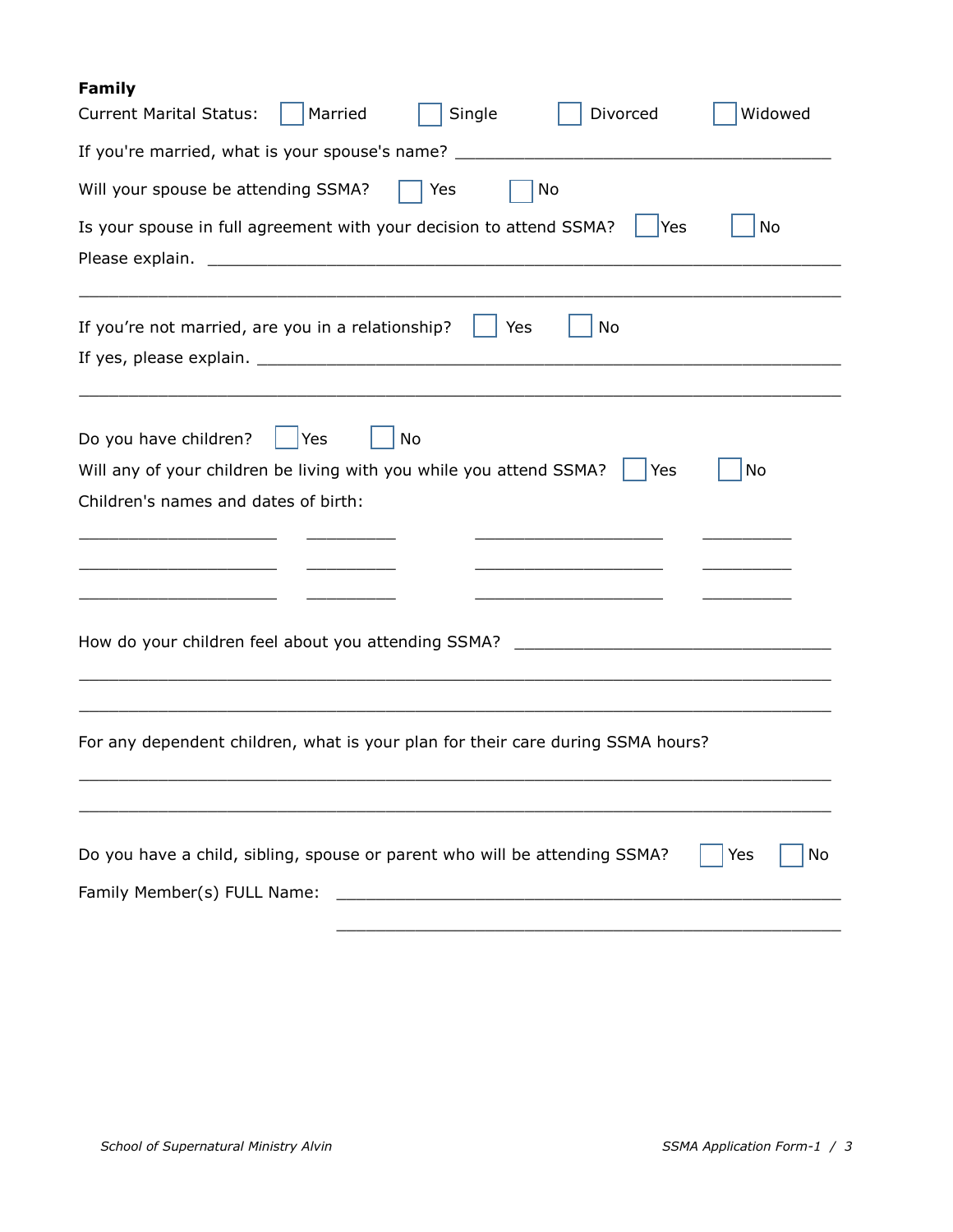**Family**

Current Marital Status: ☐ Married ☐ Single ☐ Divorced ☐ Widowed

If you're married, what is your spouse's name? ________________________________________

Will your spouse be attending SSMA? ☐ Yes ☐ No

Is your spouse in full agreement with your decision to attend SSMA? ☐ Yes ☐ No

Please explain. ____________________________________________________________

____________________________________________________________________________

If you're not married, are you in a relationship? ☐ Yes ☐ No

If yes, please explain. ________________________________________________________

____________________________________________________________________________

Do you have children? ☐ Yes ☐ No

Will any of your children be living with you while you attend SSMA? ☐ Yes ☐ No

Children's names and dates of birth:

_____________________ __________ _____________________ __________

_____________________ __________ _____________________ __________

_____________________ __________ _____________________ __________

How do your children feel about you attending SSMA? ________________________________

____________________________________________________________________________

____________________________________________________________________________

For any dependent children, what is your plan for their care during SSMA hours?

____________________________________________________________________________

____________________________________________________________________________

Do you have a child, sibling, spouse or parent who will be attending SSMA? ☐ Yes ☐ No

Family Member(s) FULL Name: ______________________________________________

______________________________________________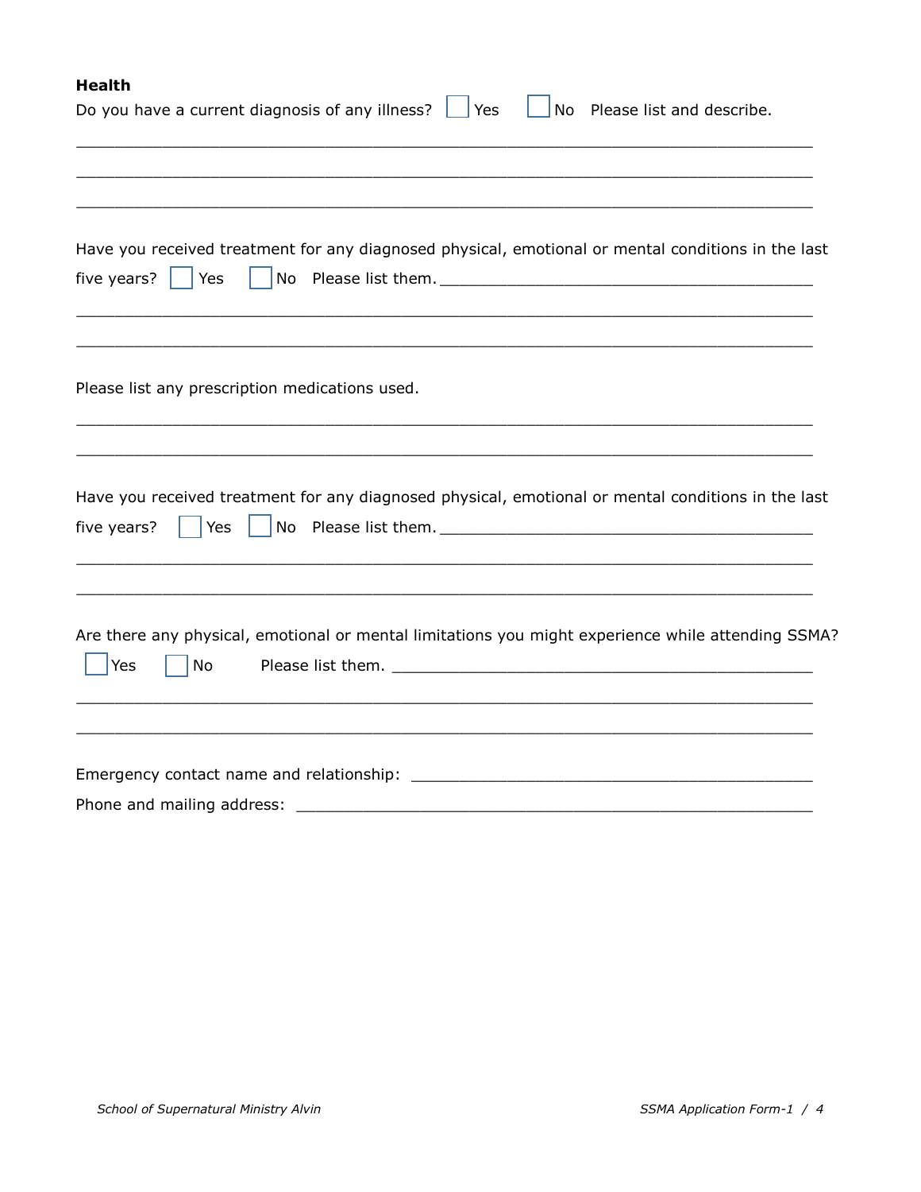**Health**

Do you have a current diagnosis of any illness? ☐ Yes ☐ No Please list and describe.

\_\_\_\_\_\_\_\_\_\_\_\_\_\_\_\_\_\_\_\_\_\_\_\_\_\_\_\_\_\_\_\_\_\_\_\_\_\_\_\_\_\_\_\_\_\_\_\_\_\_\_\_\_\_\_\_\_\_\_\_\_\_\_\_\_\_\_\_\_\_\_\_\_\_\_\_

\_\_\_\_\_\_\_\_\_\_\_\_\_\_\_\_\_\_\_\_\_\_\_\_\_\_\_\_\_\_\_\_\_\_\_\_\_\_\_\_\_\_\_\_\_\_\_\_\_\_\_\_\_\_\_\_\_\_\_\_\_\_\_\_\_\_\_\_\_\_\_\_\_\_\_\_

\_\_\_\_\_\_\_\_\_\_\_\_\_\_\_\_\_\_\_\_\_\_\_\_\_\_\_\_\_\_\_\_\_\_\_\_\_\_\_\_\_\_\_\_\_\_\_\_\_\_\_\_\_\_\_\_\_\_\_\_\_\_\_\_\_\_\_\_\_\_\_\_\_\_\_\_

Have you received treatment for any diagnosed physical, emotional or mental conditions in the last five years? ☐ Yes ☐ No Please list them. \_\_\_\_\_\_\_\_\_\_\_\_\_\_\_\_\_\_\_\_\_\_\_\_\_\_\_\_\_\_\_\_\_\_\_\_\_\_\_\_

\_\_\_\_\_\_\_\_\_\_\_\_\_\_\_\_\_\_\_\_\_\_\_\_\_\_\_\_\_\_\_\_\_\_\_\_\_\_\_\_\_\_\_\_\_\_\_\_\_\_\_\_\_\_\_\_\_\_\_\_\_\_\_\_\_\_\_\_\_\_\_\_\_\_\_\_

\_\_\_\_\_\_\_\_\_\_\_\_\_\_\_\_\_\_\_\_\_\_\_\_\_\_\_\_\_\_\_\_\_\_\_\_\_\_\_\_\_\_\_\_\_\_\_\_\_\_\_\_\_\_\_\_\_\_\_\_\_\_\_\_\_\_\_\_\_\_\_\_\_\_\_\_

Please list any prescription medications used.

\_\_\_\_\_\_\_\_\_\_\_\_\_\_\_\_\_\_\_\_\_\_\_\_\_\_\_\_\_\_\_\_\_\_\_\_\_\_\_\_\_\_\_\_\_\_\_\_\_\_\_\_\_\_\_\_\_\_\_\_\_\_\_\_\_\_\_\_\_\_\_\_\_\_\_\_

\_\_\_\_\_\_\_\_\_\_\_\_\_\_\_\_\_\_\_\_\_\_\_\_\_\_\_\_\_\_\_\_\_\_\_\_\_\_\_\_\_\_\_\_\_\_\_\_\_\_\_\_\_\_\_\_\_\_\_\_\_\_\_\_\_\_\_\_\_\_\_\_\_\_\_\_

Have you received treatment for any diagnosed physical, emotional or mental conditions in the last five years? ☐ Yes ☐ No Please list them. \_\_\_\_\_\_\_\_\_\_\_\_\_\_\_\_\_\_\_\_\_\_\_\_\_\_\_\_\_\_\_\_\_\_\_\_\_\_\_\_

\_\_\_\_\_\_\_\_\_\_\_\_\_\_\_\_\_\_\_\_\_\_\_\_\_\_\_\_\_\_\_\_\_\_\_\_\_\_\_\_\_\_\_\_\_\_\_\_\_\_\_\_\_\_\_\_\_\_\_\_\_\_\_\_\_\_\_\_\_\_\_\_\_\_\_\_

\_\_\_\_\_\_\_\_\_\_\_\_\_\_\_\_\_\_\_\_\_\_\_\_\_\_\_\_\_\_\_\_\_\_\_\_\_\_\_\_\_\_\_\_\_\_\_\_\_\_\_\_\_\_\_\_\_\_\_\_\_\_\_\_\_\_\_\_\_\_\_\_\_\_\_\_

Are there any physical, emotional or mental limitations you might experience while attending SSMA?

☐ Yes ☐ No Please list them. \_\_\_\_\_\_\_\_\_\_\_\_\_\_\_\_\_\_\_\_\_\_\_\_\_\_\_\_\_\_\_\_\_\_\_\_\_\_\_\_\_\_\_\_\_\_

\_\_\_\_\_\_\_\_\_\_\_\_\_\_\_\_\_\_\_\_\_\_\_\_\_\_\_\_\_\_\_\_\_\_\_\_\_\_\_\_\_\_\_\_\_\_\_\_\_\_\_\_\_\_\_\_\_\_\_\_\_\_\_\_\_\_\_\_\_\_\_\_\_\_\_\_

\_\_\_\_\_\_\_\_\_\_\_\_\_\_\_\_\_\_\_\_\_\_\_\_\_\_\_\_\_\_\_\_\_\_\_\_\_\_\_\_\_\_\_\_\_\_\_\_\_\_\_\_\_\_\_\_\_\_\_\_\_\_\_\_\_\_\_\_\_\_\_\_\_\_\_\_

Emergency contact name and relationship: \_\_\_\_\_\_\_\_\_\_\_\_\_\_\_\_\_\_\_\_\_\_\_\_\_\_\_\_\_\_\_\_\_\_\_\_\_\_\_\_\_\_\_\_

Phone and mailing address: \_\_\_\_\_\_\_\_\_\_\_\_\_\_\_\_\_\_\_\_\_\_\_\_\_\_\_\_\_\_\_\_\_\_\_\_\_\_\_\_\_\_\_\_\_\_\_\_\_\_\_\_\_\_\_\_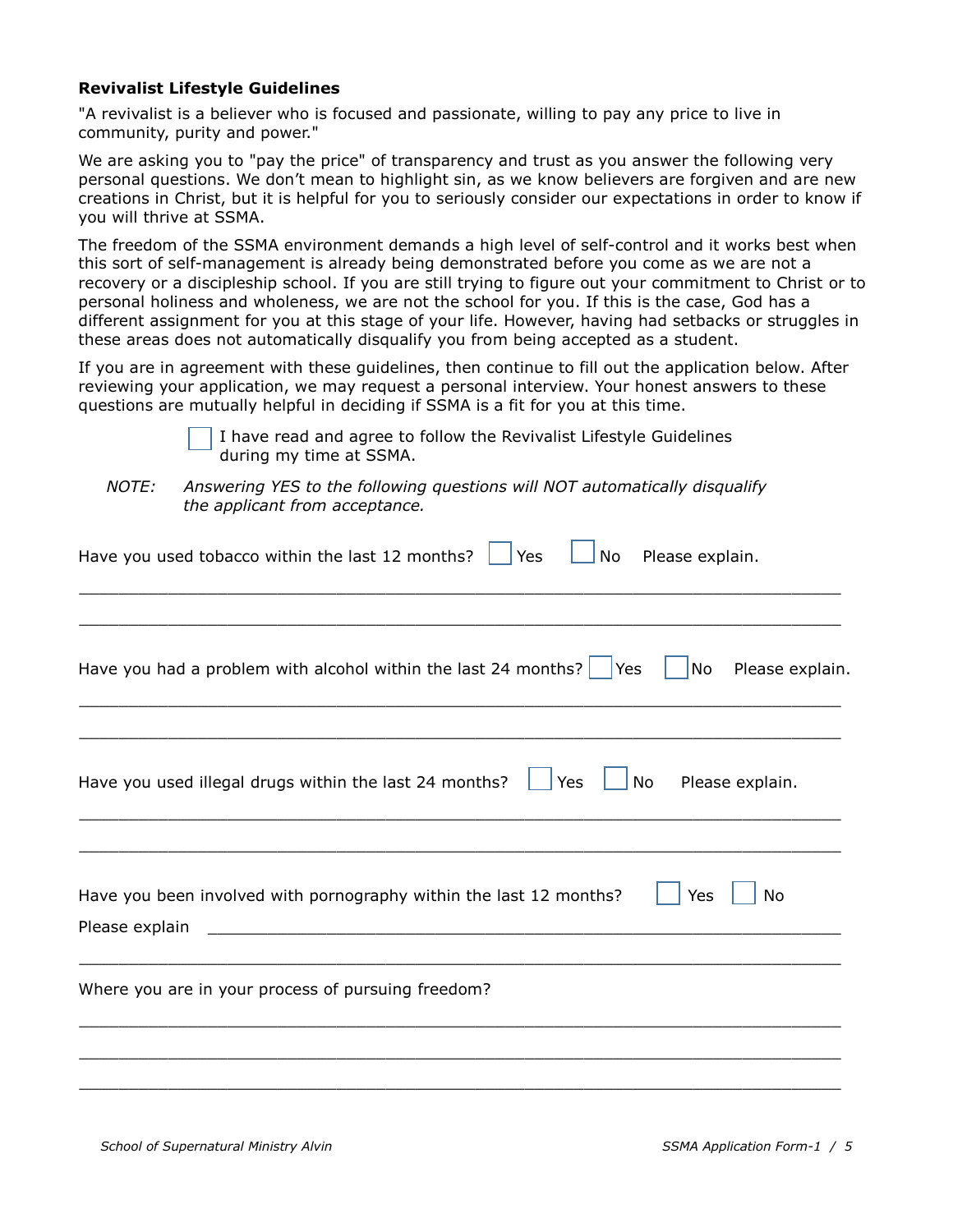**Revivalist Lifestyle Guidelines**

"A revivalist is a believer who is focused and passionate, willing to pay any price to live in community, purity and power."

We are asking you to "pay the price" of transparency and trust as you answer the following very personal questions. We don't mean to highlight sin, as we know believers are forgiven and are new creations in Christ, but it is helpful for you to seriously consider our expectations in order to know if you will thrive at SSMA.

The freedom of the SSMA environment demands a high level of self-control and it works best when this sort of self-management is already being demonstrated before you come as we are not a recovery or a discipleship school. If you are still trying to figure out your commitment to Christ or to personal holiness and wholeness, we are not the school for you. If this is the case, God has a different assignment for you at this stage of your life. However, having had setbacks or struggles in these areas does not automatically disqualify you from being accepted as a student.

If you are in agreement with these guidelines, then continue to fill out the application below. After reviewing your application, we may request a personal interview. Your honest answers to these questions are mutually helpful in deciding if SSMA is a fit for you at this time.

☐ I have read and agree to follow the Revivalist Lifestyle Guidelines during my time at SSMA.

*NOTE: Answering YES to the following questions will NOT automatically disqualify the applicant from acceptance.*

Have you used tobacco within the last 12 months? ☐ Yes ☐ No Please explain.

\_\_\_\_\_\_\_\_\_\_\_\_\_\_\_\_\_\_\_\_\_\_\_\_\_\_\_\_\_\_\_\_\_\_\_\_\_\_\_\_\_\_\_\_\_\_\_\_\_\_\_\_\_\_\_\_\_\_\_\_

\_\_\_\_\_\_\_\_\_\_\_\_\_\_\_\_\_\_\_\_\_\_\_\_\_\_\_\_\_\_\_\_\_\_\_\_\_\_\_\_\_\_\_\_\_\_\_\_\_\_\_\_\_\_\_\_\_\_\_\_

Have you had a problem with alcohol within the last 24 months? ☐ Yes ☐ No Please explain.

\_\_\_\_\_\_\_\_\_\_\_\_\_\_\_\_\_\_\_\_\_\_\_\_\_\_\_\_\_\_\_\_\_\_\_\_\_\_\_\_\_\_\_\_\_\_\_\_\_\_\_\_\_\_\_\_\_\_\_\_

\_\_\_\_\_\_\_\_\_\_\_\_\_\_\_\_\_\_\_\_\_\_\_\_\_\_\_\_\_\_\_\_\_\_\_\_\_\_\_\_\_\_\_\_\_\_\_\_\_\_\_\_\_\_\_\_\_\_\_\_

Have you used illegal drugs within the last 24 months? ☐ Yes ☐ No Please explain.

\_\_\_\_\_\_\_\_\_\_\_\_\_\_\_\_\_\_\_\_\_\_\_\_\_\_\_\_\_\_\_\_\_\_\_\_\_\_\_\_\_\_\_\_\_\_\_\_\_\_\_\_\_\_\_\_\_\_\_\_

\_\_\_\_\_\_\_\_\_\_\_\_\_\_\_\_\_\_\_\_\_\_\_\_\_\_\_\_\_\_\_\_\_\_\_\_\_\_\_\_\_\_\_\_\_\_\_\_\_\_\_\_\_\_\_\_\_\_\_\_

Have you been involved with pornography within the last 12 months? ☐ Yes ☐ No

Please explain \_\_\_\_\_\_\_\_\_\_\_\_\_\_\_\_\_\_\_\_\_\_\_\_\_\_\_\_\_\_\_\_\_\_\_\_\_\_\_\_\_\_\_\_\_\_\_\_\_\_

\_\_\_\_\_\_\_\_\_\_\_\_\_\_\_\_\_\_\_\_\_\_\_\_\_\_\_\_\_\_\_\_\_\_\_\_\_\_\_\_\_\_\_\_\_\_\_\_\_\_\_\_\_\_\_\_\_\_\_\_

Where you are in your process of pursuing freedom?

\_\_\_\_\_\_\_\_\_\_\_\_\_\_\_\_\_\_\_\_\_\_\_\_\_\_\_\_\_\_\_\_\_\_\_\_\_\_\_\_\_\_\_\_\_\_\_\_\_\_\_\_\_\_\_\_\_\_\_\_

\_\_\_\_\_\_\_\_\_\_\_\_\_\_\_\_\_\_\_\_\_\_\_\_\_\_\_\_\_\_\_\_\_\_\_\_\_\_\_\_\_\_\_\_\_\_\_\_\_\_\_\_\_\_\_\_\_\_\_\_

\_\_\_\_\_\_\_\_\_\_\_\_\_\_\_\_\_\_\_\_\_\_\_\_\_\_\_\_\_\_\_\_\_\_\_\_\_\_\_\_\_\_\_\_\_\_\_\_\_\_\_\_\_\_\_\_\_\_\_\_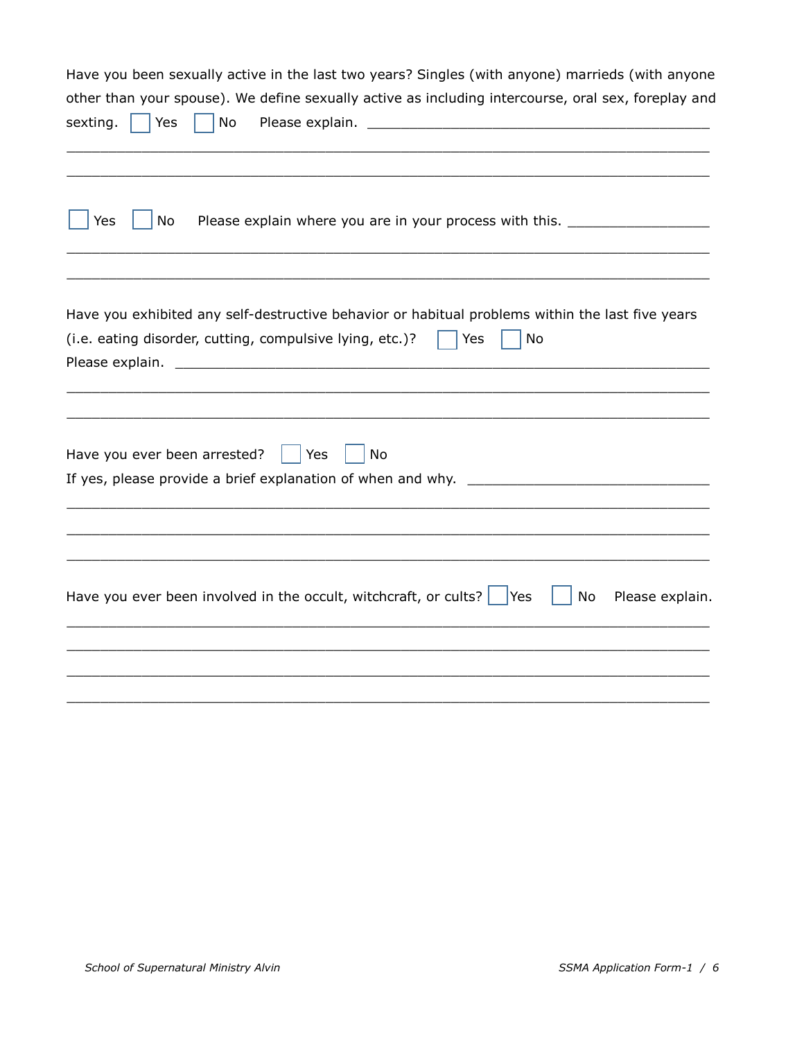Have you been sexually active in the last two years? Singles (with anyone) marrieds (with anyone other than your spouse). We define sexually active as including intercourse, oral sex, foreplay and sexting. ☐ Yes ☐ No Please explain. ____________________________________________

______________________________________________________________________________

______________________________________________________________________________

☐ Yes ☐ No Please explain where you are in your process with this. __________________

______________________________________________________________________________

______________________________________________________________________________

Have you exhibited any self-destructive behavior or habitual problems within the last five years (i.e. eating disorder, cutting, compulsive lying, etc.)? ☐ Yes ☐ No

Please explain. _______________________________________________________________

______________________________________________________________________________

______________________________________________________________________________

Have you ever been arrested? ☐ Yes ☐ No

If yes, please provide a brief explanation of when and why. ______________________________

______________________________________________________________________________

______________________________________________________________________________

______________________________________________________________________________

Have you ever been involved in the occult, witchcraft, or cults? ☐ Yes ☐ No Please explain.

______________________________________________________________________________

______________________________________________________________________________

______________________________________________________________________________

______________________________________________________________________________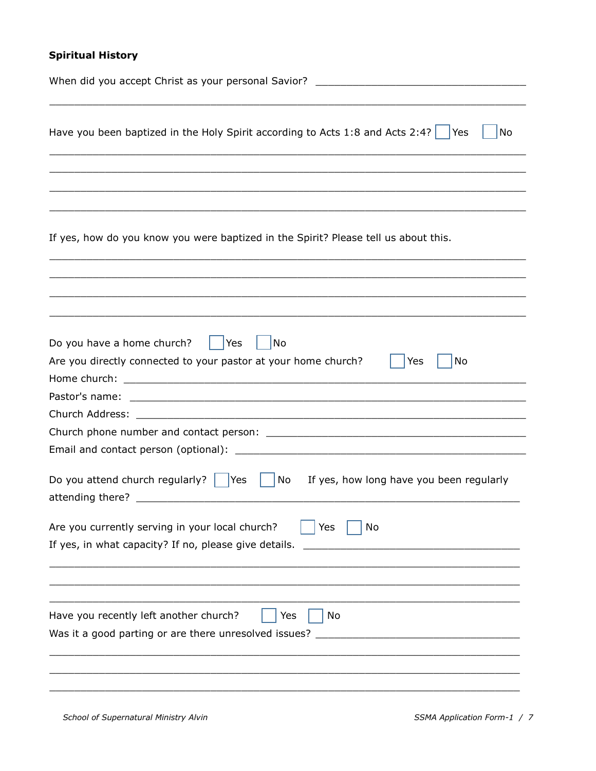**Spiritual History**

When did you accept Christ as your personal Savior? ___________________________________

_____________________________________________________________________________

Have you been baptized in the Holy Spirit according to Acts 1:8 and Acts 2:4? ☐ Yes ☐ No

_____________________________________________________________________________

_____________________________________________________________________________

_____________________________________________________________________________

_____________________________________________________________________________

If yes, how do you know you were baptized in the Spirit? Please tell us about this.

_____________________________________________________________________________

_____________________________________________________________________________

_____________________________________________________________________________

_____________________________________________________________________________

Do you have a home church? ☐ Yes ☐ No

Are you directly connected to your pastor at your home church? ☐ Yes ☐ No

Home church: _________________________________________________________________

Pastor's name: ________________________________________________________________

Church Address: _______________________________________________________________

Church phone number and contact person: ____________________________________________

Email and contact person (optional): _______________________________________________

Do you attend church regularly? ☐ Yes ☐ No If yes, how long have you been regularly attending there? ____________________________________________________________

Are you currently serving in your local church? ☐ Yes ☐ No

If yes, in what capacity? If no, please give details. ____________________________________

_____________________________________________________________________________

_____________________________________________________________________________

_____________________________________________________________________________

Have you recently left another church? ☐ Yes ☐ No

Was it a good parting or are there unresolved issues? ___________________________________

_____________________________________________________________________________

_____________________________________________________________________________

_____________________________________________________________________________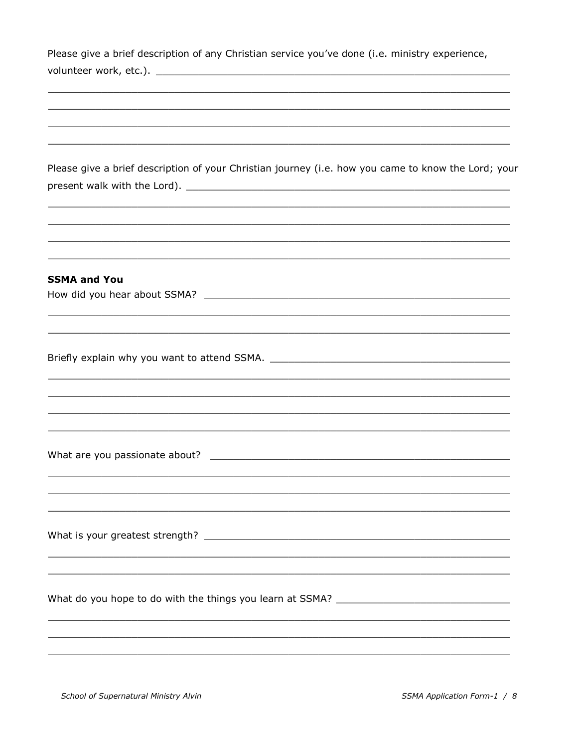Please give a brief description of any Christian service you've done (i.e. ministry experience, volunteer work, etc.). ____________________________________________________________

______________________________________________________________________________

______________________________________________________________________________

______________________________________________________________________________

______________________________________________________________________________

Please give a brief description of your Christian journey (i.e. how you came to know the Lord; your present walk with the Lord). __________________________________________________________

______________________________________________________________________________

______________________________________________________________________________

______________________________________________________________________________

______________________________________________________________________________

**SSMA and You**

How did you hear about SSMA? ______________________________________________________

______________________________________________________________________________

______________________________________________________________________________

Briefly explain why you want to attend SSMA. _________________________________________

______________________________________________________________________________

______________________________________________________________________________

______________________________________________________________________________

______________________________________________________________________________

What are you passionate about? _____________________________________________________

______________________________________________________________________________

______________________________________________________________________________

______________________________________________________________________________

What is your greatest strength? _____________________________________________________

______________________________________________________________________________

______________________________________________________________________________

What do you hope to do with the things you learn at SSMA? ____________________________

______________________________________________________________________________

______________________________________________________________________________

______________________________________________________________________________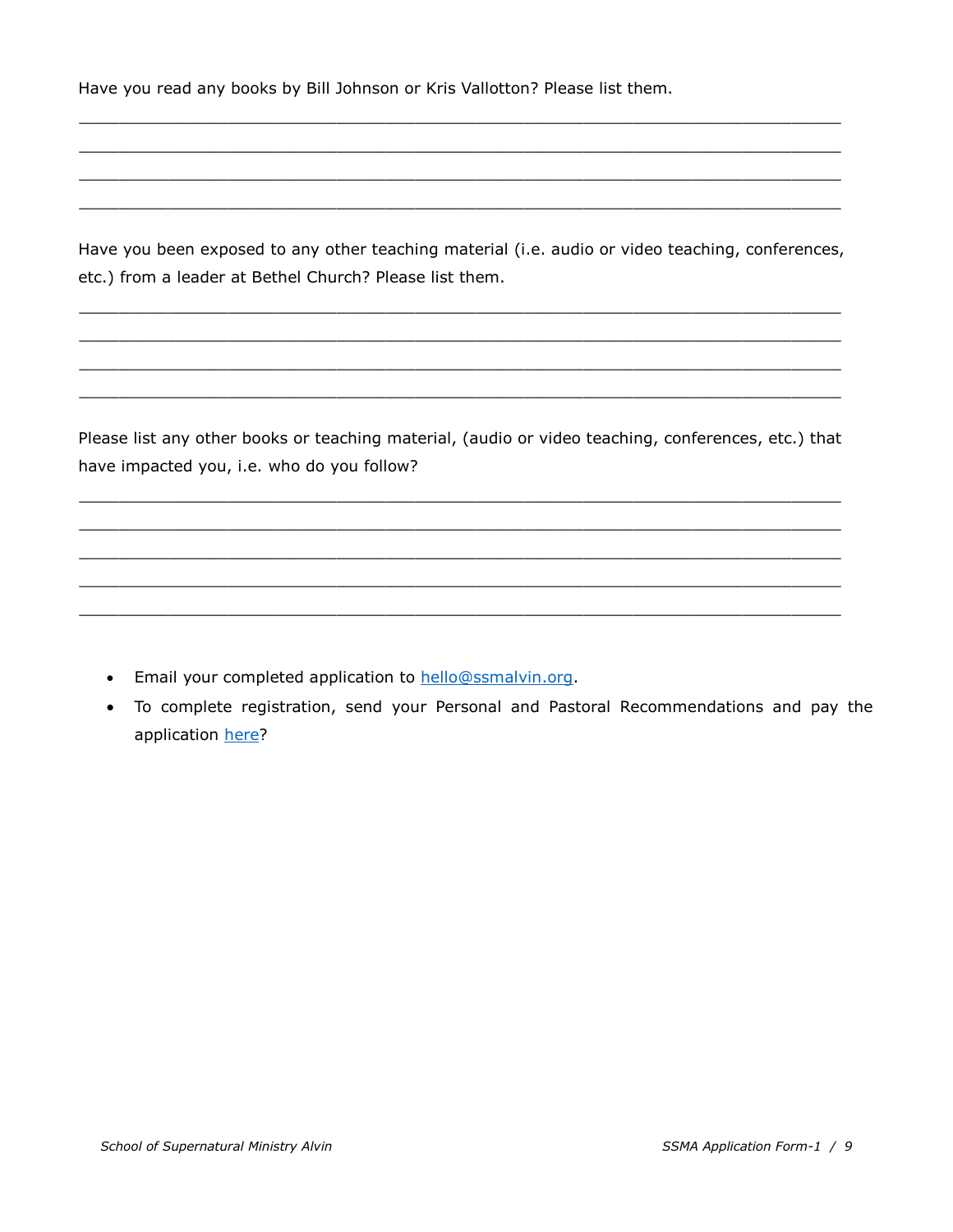Have you read any books by Bill Johnson or Kris Vallotton? Please list them.

____________________________________________________________________________

____________________________________________________________________________

____________________________________________________________________________

____________________________________________________________________________

Have you been exposed to any other teaching material (i.e. audio or video teaching, conferences, etc.) from a leader at Bethel Church? Please list them.

____________________________________________________________________________

____________________________________________________________________________

____________________________________________________________________________

____________________________________________________________________________

Please list any other books or teaching material, (audio or video teaching, conferences, etc.) that have impacted you, i.e. who do you follow?

____________________________________________________________________________

____________________________________________________________________________

____________________________________________________________________________

____________________________________________________________________________

____________________________________________________________________________

- Email your completed application to hello@ssmalvin.org.
- To complete registration, send your Personal and Pastoral Recommendations and pay the application here?